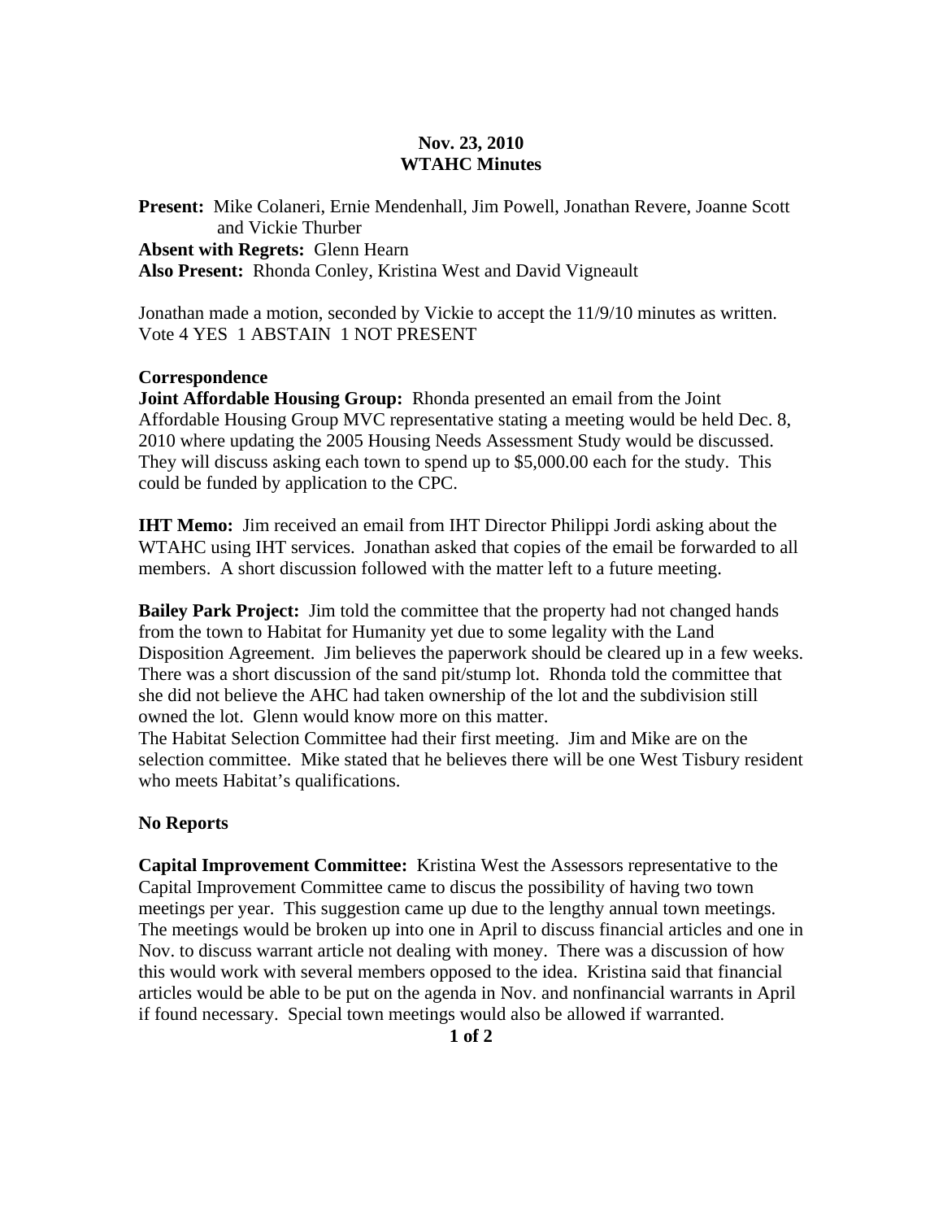**Nov. 23, 2010**
**WTAHC Minutes**

**Present:** Mike Colaneri, Ernie Mendenhall, Jim Powell, Jonathan Revere, Joanne Scott and Vickie Thurber
**Absent with Regrets:** Glenn Hearn
**Also Present:** Rhonda Conley, Kristina West and David Vigneault

Jonathan made a motion, seconded by Vickie to accept the 11/9/10 minutes as written.
Vote 4 YES 1 ABSTAIN 1 NOT PRESENT

**Correspondence**

**Joint Affordable Housing Group:** Rhonda presented an email from the Joint Affordable Housing Group MVC representative stating a meeting would be held Dec. 8, 2010 where updating the 2005 Housing Needs Assessment Study would be discussed. They will discuss asking each town to spend up to $5,000.00 each for the study. This could be funded by application to the CPC.

**IHT Memo:** Jim received an email from IHT Director Philippi Jordi asking about the WTAHC using IHT services. Jonathan asked that copies of the email be forwarded to all members. A short discussion followed with the matter left to a future meeting.

**Bailey Park Project:** Jim told the committee that the property had not changed hands from the town to Habitat for Humanity yet due to some legality with the Land Disposition Agreement. Jim believes the paperwork should be cleared up in a few weeks. There was a short discussion of the sand pit/stump lot. Rhonda told the committee that she did not believe the AHC had taken ownership of the lot and the subdivision still owned the lot. Glenn would know more on this matter.
The Habitat Selection Committee had their first meeting. Jim and Mike are on the selection committee. Mike stated that he believes there will be one West Tisbury resident who meets Habitat's qualifications.

**No Reports**

**Capital Improvement Committee:** Kristina West the Assessors representative to the Capital Improvement Committee came to discus the possibility of having two town meetings per year. This suggestion came up due to the lengthy annual town meetings. The meetings would be broken up into one in April to discuss financial articles and one in Nov. to discuss warrant article not dealing with money. There was a discussion of how this would work with several members opposed to the idea. Kristina said that financial articles would be able to be put on the agenda in Nov. and nonfinancial warrants in April if found necessary. Special town meetings would also be allowed if warranted.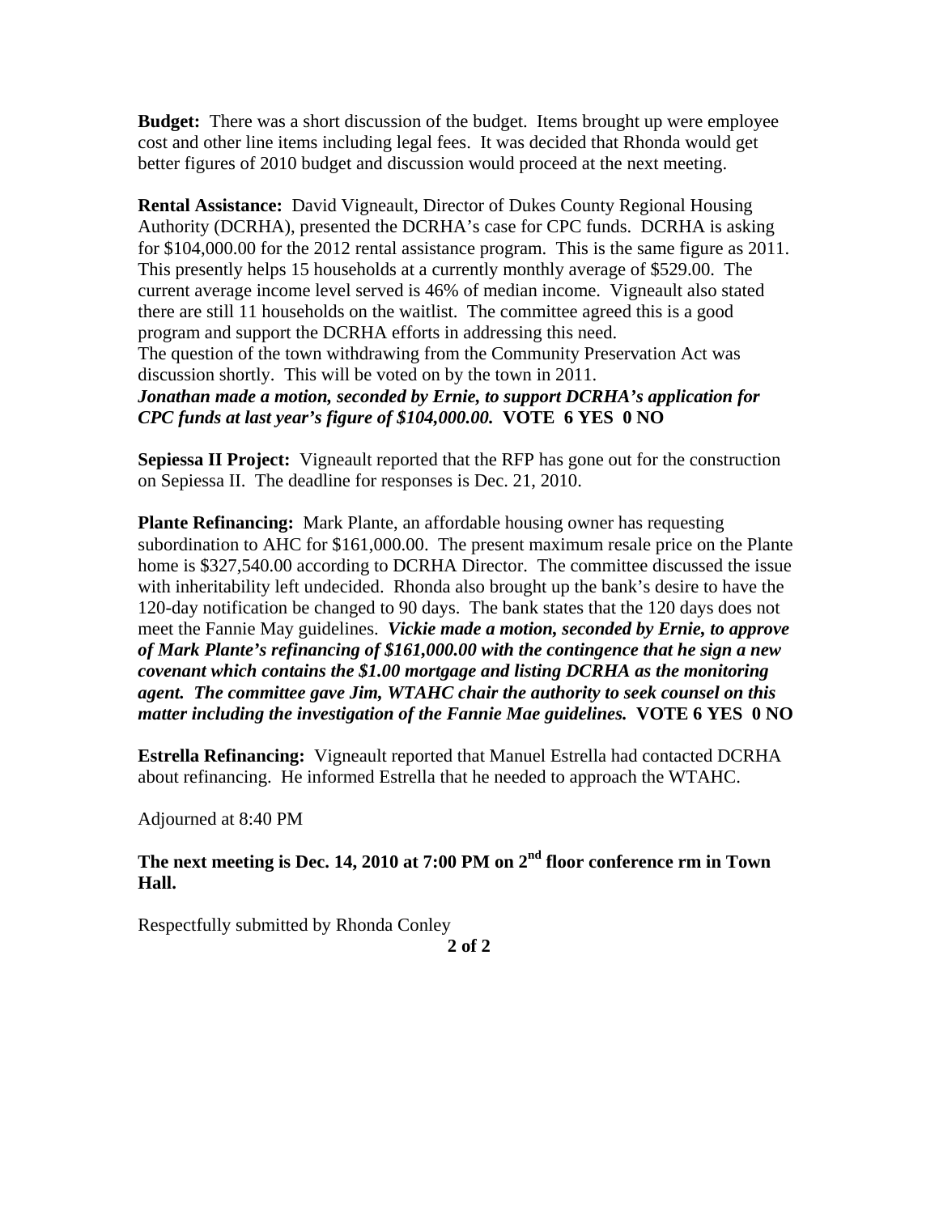**Budget:** There was a short discussion of the budget. Items brought up were employee cost and other line items including legal fees. It was decided that Rhonda would get better figures of 2010 budget and discussion would proceed at the next meeting.

**Rental Assistance:** David Vigneault, Director of Dukes County Regional Housing Authority (DCRHA), presented the DCRHA's case for CPC funds. DCRHA is asking for $104,000.00 for the 2012 rental assistance program. This is the same figure as 2011. This presently helps 15 households at a currently monthly average of $529.00. The current average income level served is 46% of median income. Vigneault also stated there are still 11 households on the waitlist. The committee agreed this is a good program and support the DCRHA efforts in addressing this need.
The question of the town withdrawing from the Community Preservation Act was discussion shortly. This will be voted on by the town in 2011.
***Jonathan made a motion, seconded by Ernie, to support DCRHA's application for CPC funds at last year's figure of $104,000.00.*** **VOTE 6 YES 0 NO**

**Sepiessa II Project:** Vigneault reported that the RFP has gone out for the construction on Sepiessa II. The deadline for responses is Dec. 21, 2010.

**Plante Refinancing:** Mark Plante, an affordable housing owner has requesting subordination to AHC for $161,000.00. The present maximum resale price on the Plante home is $327,540.00 according to DCRHA Director. The committee discussed the issue with inheritability left undecided. Rhonda also brought up the bank's desire to have the 120-day notification be changed to 90 days. The bank states that the 120 days does not meet the Fannie May guidelines. ***Vickie made a motion, seconded by Ernie, to approve of Mark Plante's refinancing of $161,000.00 with the contingence that he sign a new covenant which contains the $1.00 mortgage and listing DCRHA as the monitoring agent. The committee gave Jim, WTAHC chair the authority to seek counsel on this matter including the investigation of the Fannie Mae guidelines.*** **VOTE 6 YES 0 NO**

**Estrella Refinancing:** Vigneault reported that Manuel Estrella had contacted DCRHA about refinancing. He informed Estrella that he needed to approach the WTAHC.

Adjourned at 8:40 PM

**The next meeting is Dec. 14, 2010 at 7:00 PM on 2nd floor conference rm in Town Hall.**

Respectfully submitted by Rhonda Conley